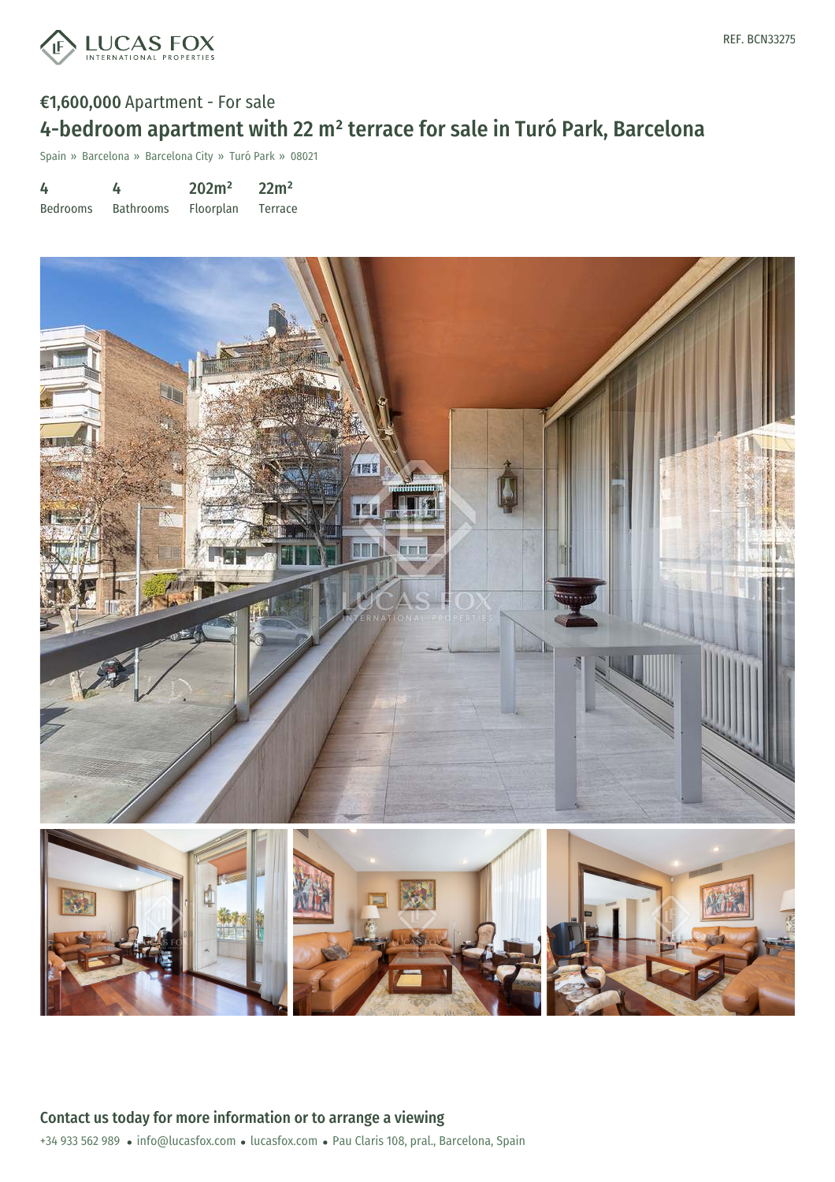REF. BCN33275

**€1,600,000** Apartment - For sale

# 4-bedroom apartment with 22 m² terrace for sale in Turó Park, Barcelona

Spain » Barcelona » Barcelona City » Turó Park » 08021

| 4 | 4 | 202m² | 22m² |
|---|---|---|---|
| Bedrooms | Bathrooms | Floorplan | Terrace |

## Contact us today for more information or to arrange a viewing

+34 933 562 989 • info@lucasfox.com • lucasfox.com • Pau Claris 108, pral., Barcelona, Spain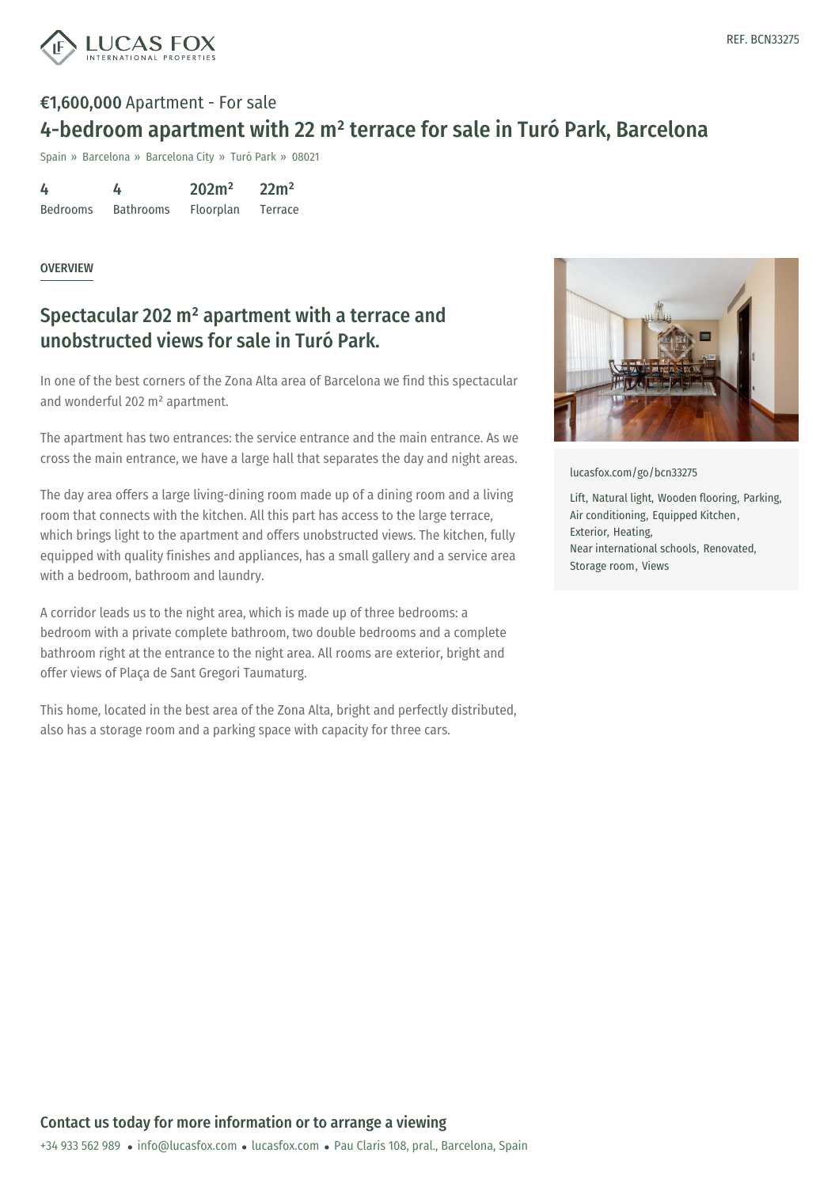REF. BCN33275

**€1,600,000** Apartment - For sale

# 4-bedroom apartment with 22 m² terrace for sale in Turó Park, Barcelona

Spain » Barcelona » Barcelona City » Turó Park » 08021

| 4 | 4 | 202m² | 22m² |
| --- | --- | --- | --- |
| Bedrooms | Bathrooms | Floorplan | Terrace |

OVERVIEW

## Spectacular 202 m² apartment with a terrace and unobstructed views for sale in Turó Park.

In one of the best corners of the Zona Alta area of Barcelona we find this spectacular and wonderful 202 m² apartment.

The apartment has two entrances: the service entrance and the main entrance. As we cross the main entrance, we have a large hall that separates the day and night areas.

The day area offers a large living-dining room made up of a dining room and a living room that connects with the kitchen. All this part has access to the large terrace, which brings light to the apartment and offers unobstructed views. The kitchen, fully equipped with quality finishes and appliances, has a small gallery and a service area with a bedroom, bathroom and laundry.

A corridor leads us to the night area, which is made up of three bedrooms: a bedroom with a private complete bathroom, two double bedrooms and a complete bathroom right at the entrance to the night area. All rooms are exterior, bright and offer views of Plaça de Sant Gregori Taumaturg.

This home, located in the best area of the Zona Alta, bright and perfectly distributed, also has a storage room and a parking space with capacity for three cars.

lucasfox.com/go/bcn33275

Lift, Natural light, Wooden flooring, Parking, Air conditioning, Equipped Kitchen, Exterior, Heating, Near international schools, Renovated, Storage room, Views

**Contact us today for more information or to arrange a viewing**

+34 933 562 989 • info@lucasfox.com • lucasfox.com • Pau Claris 108, pral., Barcelona, Spain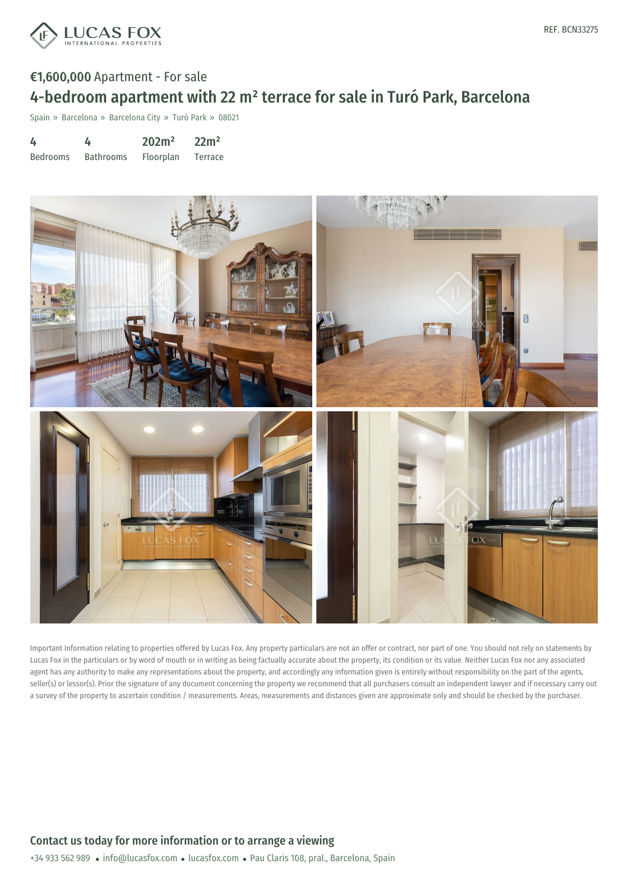REF. BCN33275

€1,600,000 Apartment - For sale

# 4-bedroom apartment with 22 m² terrace for sale in Turó Park, Barcelona

Spain » Barcelona » Barcelona City » Turó Park » 08021

| 4 | 4 | 202m² | 22m² |
|---|---|---|---|
| Bedrooms | Bathrooms | Floorplan | Terrace |

Important Information relating to properties offered by Lucas Fox. Any property particulars are not an offer or contract, nor part of one. You should not rely on statements by Lucas Fox in the particulars or by word of mouth or in writing as being factually accurate about the property, its condition or its value. Neither Lucas Fox nor any associated agent has any authority to make any representations about the property, and accordingly any information given is entirely without responsibility on the part of the agents, seller(s) or lessor(s). Prior the signature of any document concerning the property we recommend that all purchasers consult an independent lawyer and if necessary carry out a survey of the property to ascertain condition / measurements. Areas, measurements and distances given are approximate only and should be checked by the purchaser.

## Contact us today for more information or to arrange a viewing

+34 933 562 989 • info@lucasfox.com • lucasfox.com • Pau Claris 108, pral., Barcelona, Spain